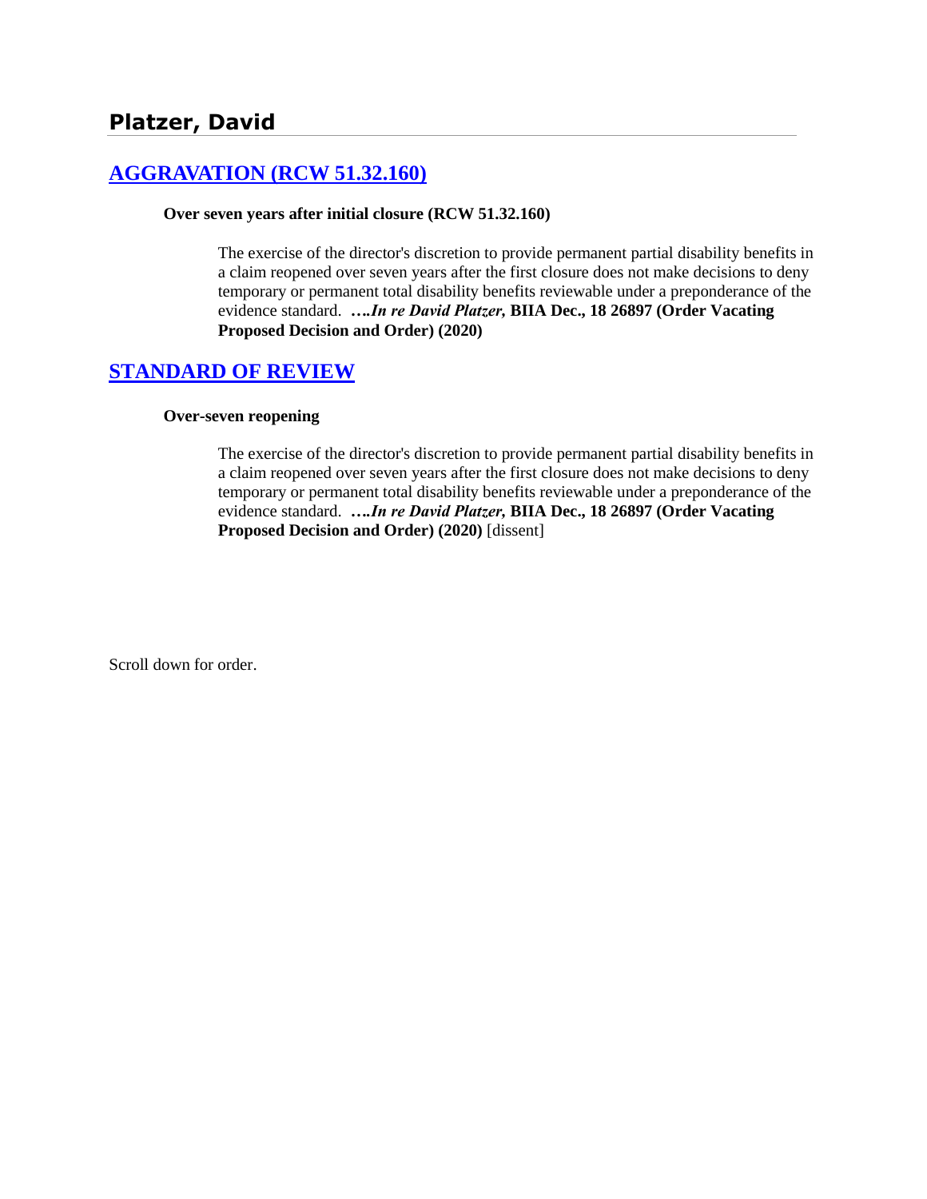## Platzer, David

## [AGGRAVATION (RCW 51.32.160)]

**Over seven years after initial closure (RCW 51.32.160)**

> The exercise of the director's discretion to provide permanent partial disability benefits in a claim reopened over seven years after the first closure does not make decisions to deny temporary or permanent total disability benefits reviewable under a preponderance of the evidence standard. ***….In re David Platzer,* BIIA Dec., 18 26897 (Order Vacating Proposed Decision and Order) (2020)**

## [STANDARD OF REVIEW]

**Over-seven reopening**

> The exercise of the director's discretion to provide permanent partial disability benefits in a claim reopened over seven years after the first closure does not make decisions to deny temporary or permanent total disability benefits reviewable under a preponderance of the evidence standard. ***….In re David Platzer,* BIIA Dec., 18 26897 (Order Vacating Proposed Decision and Order) (2020)** [dissent]

Scroll down for order.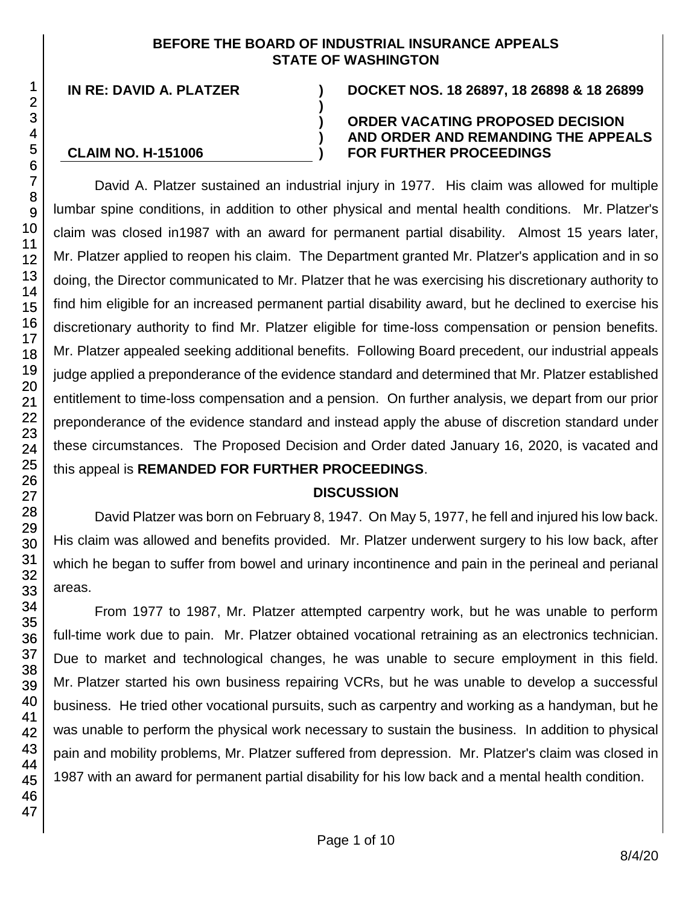**BEFORE THE BOARD OF INDUSTRIAL INSURANCE APPEALS STATE OF WASHINGTON**

| | | |
|---|---|---|
| **IN RE: DAVID A. PLATZER** | **)** | **DOCKET NOS. 18 26897, 18 26898 & 18 26899** |
| | **)** | |
| | **)** | **ORDER VACATING PROPOSED DECISION** |
| | **)** | **AND ORDER AND REMANDING THE APPEALS** |
| **CLAIM NO. H-151006** | **)** | **FOR FURTHER PROCEEDINGS** |

David A. Platzer sustained an industrial injury in 1977. His claim was allowed for multiple lumbar spine conditions, in addition to other physical and mental health conditions. Mr. Platzer's claim was closed in1987 with an award for permanent partial disability. Almost 15 years later, Mr. Platzer applied to reopen his claim. The Department granted Mr. Platzer's application and in so doing, the Director communicated to Mr. Platzer that he was exercising his discretionary authority to find him eligible for an increased permanent partial disability award, but he declined to exercise his discretionary authority to find Mr. Platzer eligible for time-loss compensation or pension benefits. Mr. Platzer appealed seeking additional benefits. Following Board precedent, our industrial appeals judge applied a preponderance of the evidence standard and determined that Mr. Platzer established entitlement to time-loss compensation and a pension. On further analysis, we depart from our prior preponderance of the evidence standard and instead apply the abuse of discretion standard under these circumstances. The Proposed Decision and Order dated January 16, 2020, is vacated and this appeal is **REMANDED FOR FURTHER PROCEEDINGS**.

## DISCUSSION

David Platzer was born on February 8, 1947. On May 5, 1977, he fell and injured his low back. His claim was allowed and benefits provided. Mr. Platzer underwent surgery to his low back, after which he began to suffer from bowel and urinary incontinence and pain in the perineal and perianal areas.

From 1977 to 1987, Mr. Platzer attempted carpentry work, but he was unable to perform full-time work due to pain. Mr. Platzer obtained vocational retraining as an electronics technician. Due to market and technological changes, he was unable to secure employment in this field. Mr. Platzer started his own business repairing VCRs, but he was unable to develop a successful business. He tried other vocational pursuits, such as carpentry and working as a handyman, but he was unable to perform the physical work necessary to sustain the business. In addition to physical pain and mobility problems, Mr. Platzer suffered from depression. Mr. Platzer's claim was closed in 1987 with an award for permanent partial disability for his low back and a mental health condition.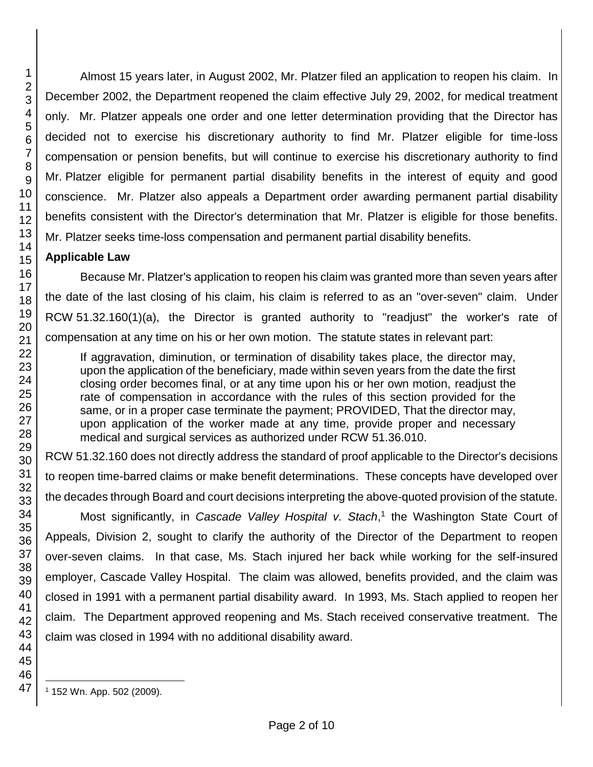Almost 15 years later, in August 2002, Mr. Platzer filed an application to reopen his claim. In December 2002, the Department reopened the claim effective July 29, 2002, for medical treatment only. Mr. Platzer appeals one order and one letter determination providing that the Director has decided not to exercise his discretionary authority to find Mr. Platzer eligible for time-loss compensation or pension benefits, but will continue to exercise his discretionary authority to find Mr. Platzer eligible for permanent partial disability benefits in the interest of equity and good conscience. Mr. Platzer also appeals a Department order awarding permanent partial disability benefits consistent with the Director's determination that Mr. Platzer is eligible for those benefits. Mr. Platzer seeks time-loss compensation and permanent partial disability benefits.

**Applicable Law**

Because Mr. Platzer's application to reopen his claim was granted more than seven years after the date of the last closing of his claim, his claim is referred to as an "over-seven" claim. Under RCW 51.32.160(1)(a), the Director is granted authority to "readjust" the worker's rate of compensation at any time on his or her own motion. The statute states in relevant part:

> If aggravation, diminution, or termination of disability takes place, the director may, upon the application of the beneficiary, made within seven years from the date the first closing order becomes final, or at any time upon his or her own motion, readjust the rate of compensation in accordance with the rules of this section provided for the same, or in a proper case terminate the payment; PROVIDED, That the director may, upon application of the worker made at any time, provide proper and necessary medical and surgical services as authorized under RCW 51.36.010.

RCW 51.32.160 does not directly address the standard of proof applicable to the Director's decisions to reopen time-barred claims or make benefit determinations. These concepts have developed over the decades through Board and court decisions interpreting the above-quoted provision of the statute.

Most significantly, in *Cascade Valley Hospital v. Stach*,[1] the Washington State Court of Appeals, Division 2, sought to clarify the authority of the Director of the Department to reopen over-seven claims. In that case, Ms. Stach injured her back while working for the self-insured employer, Cascade Valley Hospital. The claim was allowed, benefits provided, and the claim was closed in 1991 with a permanent partial disability award. In 1993, Ms. Stach applied to reopen her claim. The Department approved reopening and Ms. Stach received conservative treatment. The claim was closed in 1994 with no additional disability award.

[1] 152 Wn. App. 502 (2009).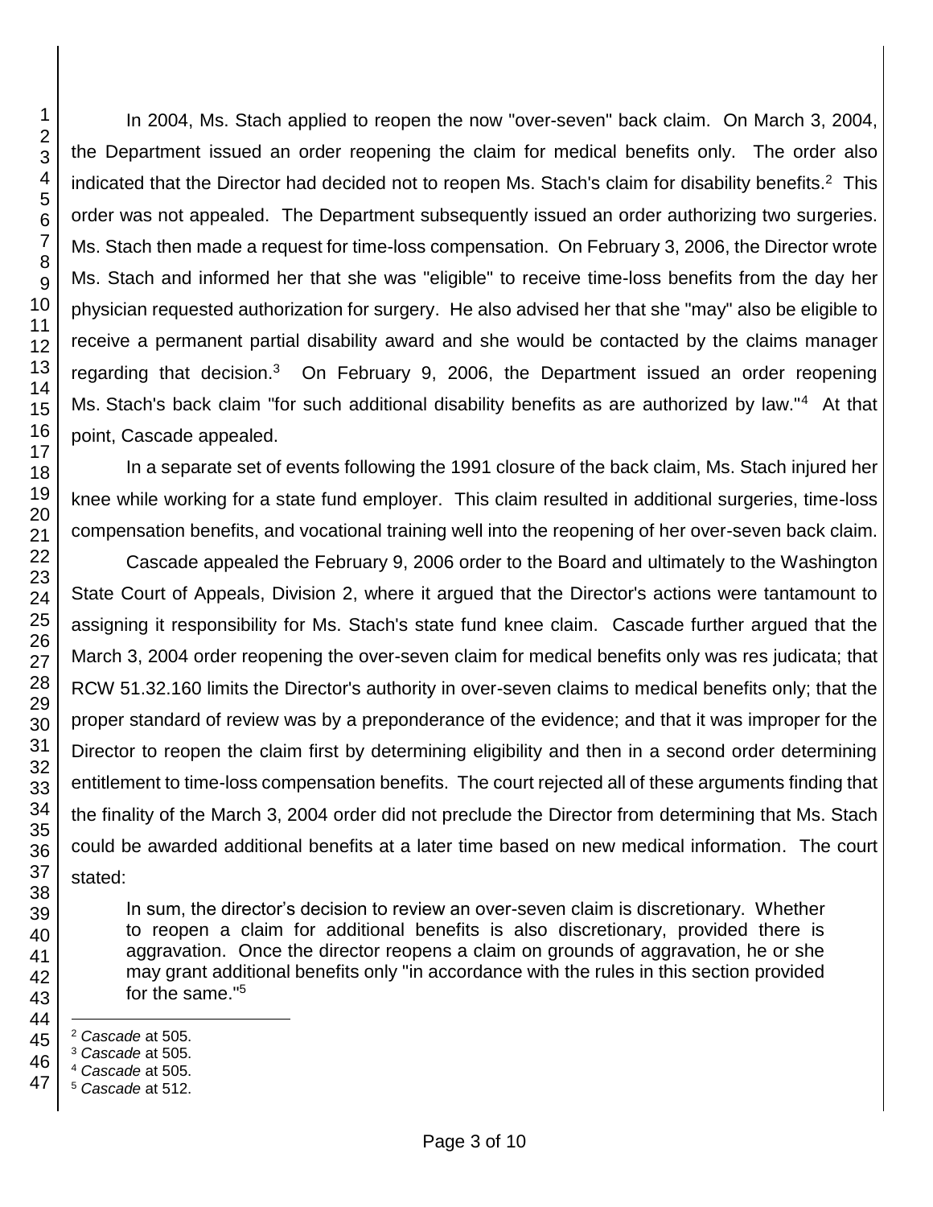In 2004, Ms. Stach applied to reopen the now "over-seven" back claim. On March 3, 2004, the Department issued an order reopening the claim for medical benefits only. The order also indicated that the Director had decided not to reopen Ms. Stach's claim for disability benefits.[2] This order was not appealed. The Department subsequently issued an order authorizing two surgeries. Ms. Stach then made a request for time-loss compensation. On February 3, 2006, the Director wrote Ms. Stach and informed her that she was "eligible" to receive time-loss benefits from the day her physician requested authorization for surgery. He also advised her that she "may" also be eligible to receive a permanent partial disability award and she would be contacted by the claims manager regarding that decision.[3] On February 9, 2006, the Department issued an order reopening Ms. Stach's back claim "for such additional disability benefits as are authorized by law."[4] At that point, Cascade appealed.

In a separate set of events following the 1991 closure of the back claim, Ms. Stach injured her knee while working for a state fund employer. This claim resulted in additional surgeries, time-loss compensation benefits, and vocational training well into the reopening of her over-seven back claim.

Cascade appealed the February 9, 2006 order to the Board and ultimately to the Washington State Court of Appeals, Division 2, where it argued that the Director's actions were tantamount to assigning it responsibility for Ms. Stach's state fund knee claim. Cascade further argued that the March 3, 2004 order reopening the over-seven claim for medical benefits only was res judicata; that RCW 51.32.160 limits the Director's authority in over-seven claims to medical benefits only; that the proper standard of review was by a preponderance of the evidence; and that it was improper for the Director to reopen the claim first by determining eligibility and then in a second order determining entitlement to time-loss compensation benefits. The court rejected all of these arguments finding that the finality of the March 3, 2004 order did not preclude the Director from determining that Ms. Stach could be awarded additional benefits at a later time based on new medical information. The court stated:

> In sum, the director's decision to review an over-seven claim is discretionary. Whether to reopen a claim for additional benefits is also discretionary, provided there is aggravation. Once the director reopens a claim on grounds of aggravation, he or she may grant additional benefits only "in accordance with the rules in this section provided for the same."[5]

---

[2] *Cascade* at 505.
[3] *Cascade* at 505.
[4] *Cascade* at 505.
[5] *Cascade* at 512.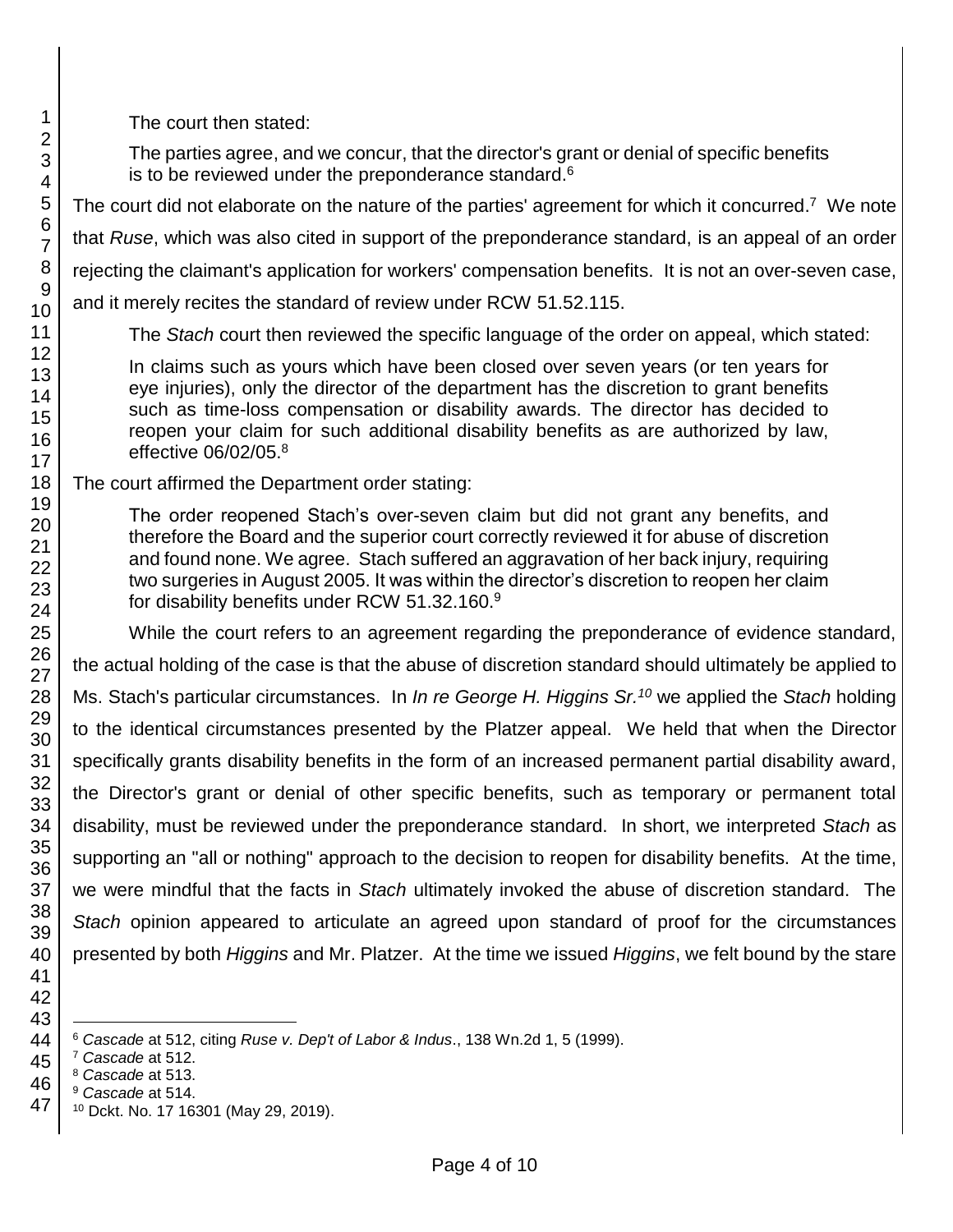The court then stated:

> The parties agree, and we concur, that the director's grant or denial of specific benefits is to be reviewed under the preponderance standard.[6]

The court did not elaborate on the nature of the parties' agreement for which it concurred.[7] We note that *Ruse*, which was also cited in support of the preponderance standard, is an appeal of an order rejecting the claimant's application for workers' compensation benefits. It is not an over-seven case, and it merely recites the standard of review under RCW 51.52.115.

The *Stach* court then reviewed the specific language of the order on appeal, which stated:

> In claims such as yours which have been closed over seven years (or ten years for eye injuries), only the director of the department has the discretion to grant benefits such as time-loss compensation or disability awards. The director has decided to reopen your claim for such additional disability benefits as are authorized by law, effective 06/02/05.[8]

The court affirmed the Department order stating:

> The order reopened Stach's over-seven claim but did not grant any benefits, and therefore the Board and the superior court correctly reviewed it for abuse of discretion and found none. We agree. Stach suffered an aggravation of her back injury, requiring two surgeries in August 2005. It was within the director's discretion to reopen her claim for disability benefits under RCW 51.32.160.[9]

While the court refers to an agreement regarding the preponderance of evidence standard, the actual holding of the case is that the abuse of discretion standard should ultimately be applied to Ms. Stach's particular circumstances. In *In re George H. Higgins Sr.*[10] we applied the *Stach* holding to the identical circumstances presented by the Platzer appeal. We held that when the Director specifically grants disability benefits in the form of an increased permanent partial disability award, the Director's grant or denial of other specific benefits, such as temporary or permanent total disability, must be reviewed under the preponderance standard. In short, we interpreted *Stach* as supporting an "all or nothing" approach to the decision to reopen for disability benefits. At the time, we were mindful that the facts in *Stach* ultimately invoked the abuse of discretion standard. The *Stach* opinion appeared to articulate an agreed upon standard of proof for the circumstances presented by both *Higgins* and Mr. Platzer. At the time we issued *Higgins*, we felt bound by the stare

---

[6] *Cascade* at 512, citing *Ruse v. Dep't of Labor & Indus*., 138 Wn.2d 1, 5 (1999).

[7] *Cascade* at 512.

[8] *Cascade* at 513.

[9] *Cascade* at 514.

[10] Dckt. No. 17 16301 (May 29, 2019).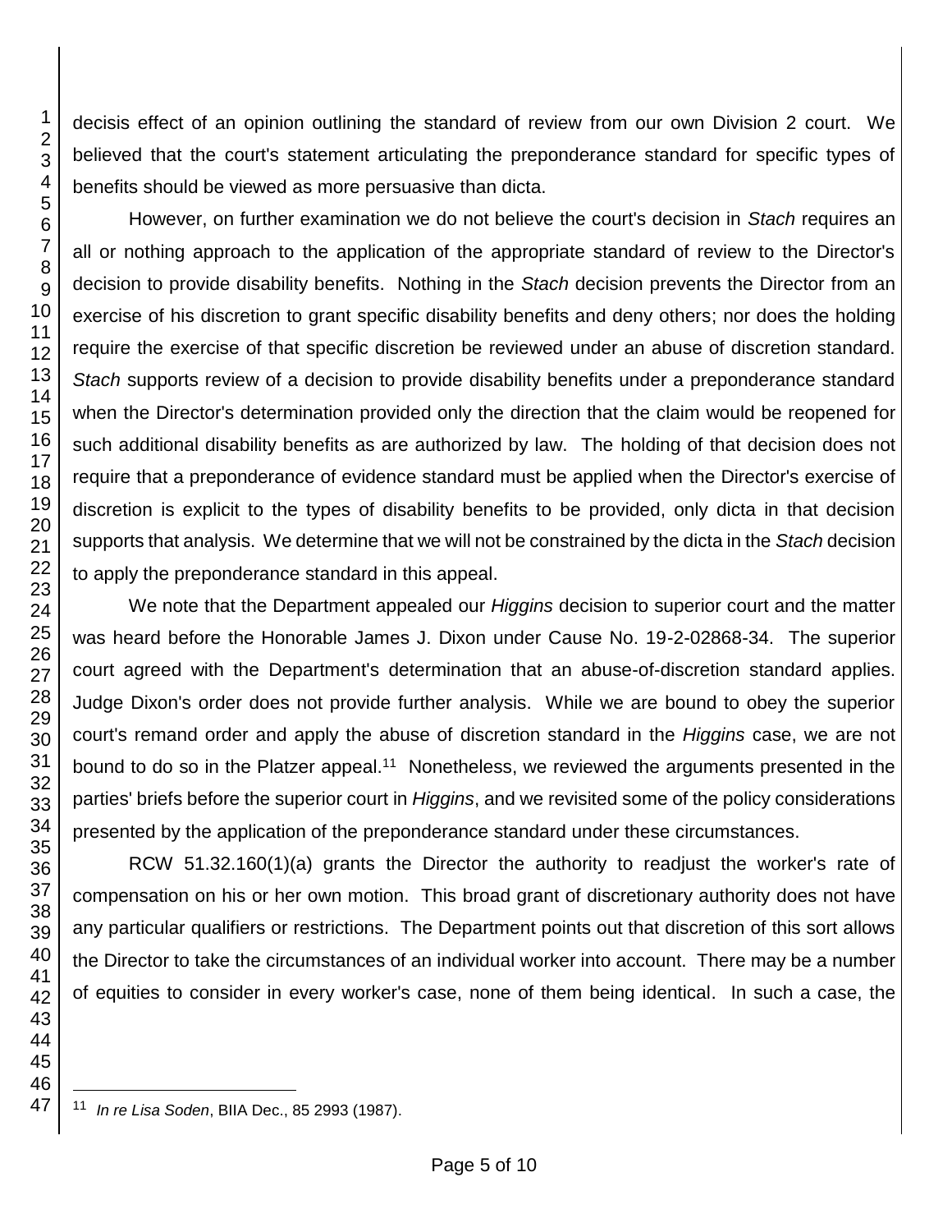decisis effect of an opinion outlining the standard of review from our own Division 2 court. We believed that the court's statement articulating the preponderance standard for specific types of benefits should be viewed as more persuasive than dicta.

However, on further examination we do not believe the court's decision in *Stach* requires an all or nothing approach to the application of the appropriate standard of review to the Director's decision to provide disability benefits. Nothing in the *Stach* decision prevents the Director from an exercise of his discretion to grant specific disability benefits and deny others; nor does the holding require the exercise of that specific discretion be reviewed under an abuse of discretion standard. *Stach* supports review of a decision to provide disability benefits under a preponderance standard when the Director's determination provided only the direction that the claim would be reopened for such additional disability benefits as are authorized by law. The holding of that decision does not require that a preponderance of evidence standard must be applied when the Director's exercise of discretion is explicit to the types of disability benefits to be provided, only dicta in that decision supports that analysis. We determine that we will not be constrained by the dicta in the *Stach* decision to apply the preponderance standard in this appeal.

We note that the Department appealed our *Higgins* decision to superior court and the matter was heard before the Honorable James J. Dixon under Cause No. 19-2-02868-34. The superior court agreed with the Department's determination that an abuse-of-discretion standard applies. Judge Dixon's order does not provide further analysis. While we are bound to obey the superior court's remand order and apply the abuse of discretion standard in the *Higgins* case, we are not bound to do so in the Platzer appeal.[11] Nonetheless, we reviewed the arguments presented in the parties' briefs before the superior court in *Higgins*, and we revisited some of the policy considerations presented by the application of the preponderance standard under these circumstances.

RCW 51.32.160(1)(a) grants the Director the authority to readjust the worker's rate of compensation on his or her own motion. This broad grant of discretionary authority does not have any particular qualifiers or restrictions. The Department points out that discretion of this sort allows the Director to take the circumstances of an individual worker into account. There may be a number of equities to consider in every worker's case, none of them being identical. In such a case, the

[11] *In re Lisa Soden*, BIIA Dec., 85 2993 (1987).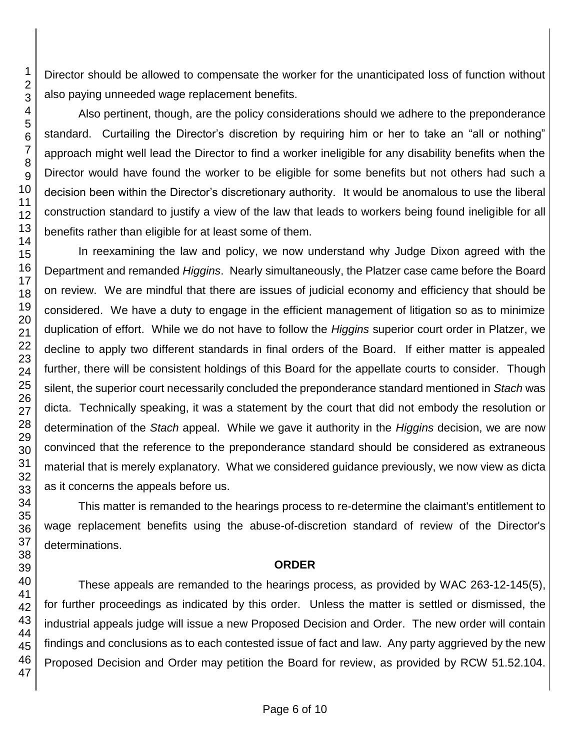Director should be allowed to compensate the worker for the unanticipated loss of function without also paying unneeded wage replacement benefits.

Also pertinent, though, are the policy considerations should we adhere to the preponderance standard. Curtailing the Director's discretion by requiring him or her to take an "all or nothing" approach might well lead the Director to find a worker ineligible for any disability benefits when the Director would have found the worker to be eligible for some benefits but not others had such a decision been within the Director's discretionary authority. It would be anomalous to use the liberal construction standard to justify a view of the law that leads to workers being found ineligible for all benefits rather than eligible for at least some of them.

In reexamining the law and policy, we now understand why Judge Dixon agreed with the Department and remanded *Higgins*. Nearly simultaneously, the Platzer case came before the Board on review. We are mindful that there are issues of judicial economy and efficiency that should be considered. We have a duty to engage in the efficient management of litigation so as to minimize duplication of effort. While we do not have to follow the *Higgins* superior court order in Platzer, we decline to apply two different standards in final orders of the Board. If either matter is appealed further, there will be consistent holdings of this Board for the appellate courts to consider. Though silent, the superior court necessarily concluded the preponderance standard mentioned in *Stach* was dicta. Technically speaking, it was a statement by the court that did not embody the resolution or determination of the *Stach* appeal. While we gave it authority in the *Higgins* decision, we are now convinced that the reference to the preponderance standard should be considered as extraneous material that is merely explanatory. What we considered guidance previously, we now view as dicta as it concerns the appeals before us.

This matter is remanded to the hearings process to re-determine the claimant's entitlement to wage replacement benefits using the abuse-of-discretion standard of review of the Director's determinations.

**ORDER**

These appeals are remanded to the hearings process, as provided by WAC 263-12-145(5), for further proceedings as indicated by this order. Unless the matter is settled or dismissed, the industrial appeals judge will issue a new Proposed Decision and Order. The new order will contain findings and conclusions as to each contested issue of fact and law. Any party aggrieved by the new Proposed Decision and Order may petition the Board for review, as provided by RCW 51.52.104.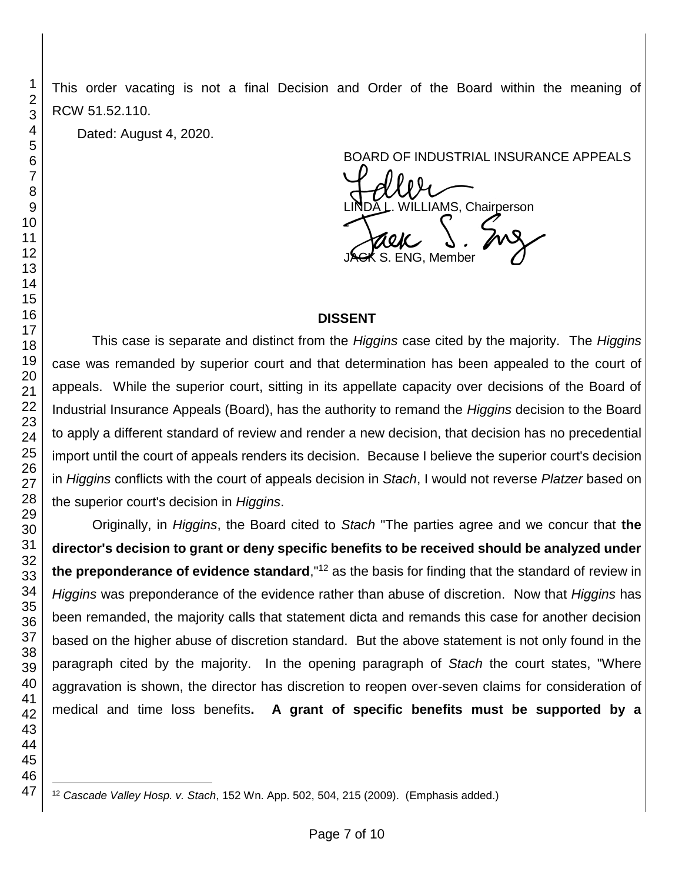This order vacating is not a final Decision and Order of the Board within the meaning of RCW 51.52.110.

Dated: August 4, 2020.

BOARD OF INDUSTRIAL INSURANCE APPEALS

LINDA L. WILLIAMS, Chairperson

JACK S. ENG, Member

## DISSENT

This case is separate and distinct from the *Higgins* case cited by the majority. The *Higgins* case was remanded by superior court and that determination has been appealed to the court of appeals. While the superior court, sitting in its appellate capacity over decisions of the Board of Industrial Insurance Appeals (Board), has the authority to remand the *Higgins* decision to the Board to apply a different standard of review and render a new decision, that decision has no precedential import until the court of appeals renders its decision. Because I believe the superior court's decision in *Higgins* conflicts with the court of appeals decision in *Stach*, I would not reverse *Platzer* based on the superior court's decision in *Higgins*.

Originally, in *Higgins*, the Board cited to *Stach* "The parties agree and we concur that **the director's decision to grant or deny specific benefits to be received should be analyzed under the preponderance of evidence standard**,"[12] as the basis for finding that the standard of review in *Higgins* was preponderance of the evidence rather than abuse of discretion. Now that *Higgins* has been remanded, the majority calls that statement dicta and remands this case for another decision based on the higher abuse of discretion standard. But the above statement is not only found in the paragraph cited by the majority. In the opening paragraph of *Stach* the court states, "Where aggravation is shown, the director has discretion to reopen over-seven claims for consideration of medical and time loss benefits**. A grant of specific benefits must be supported by a**

[12] *Cascade Valley Hosp. v. Stach*, 152 Wn. App. 502, 504, 215 (2009). (Emphasis added.)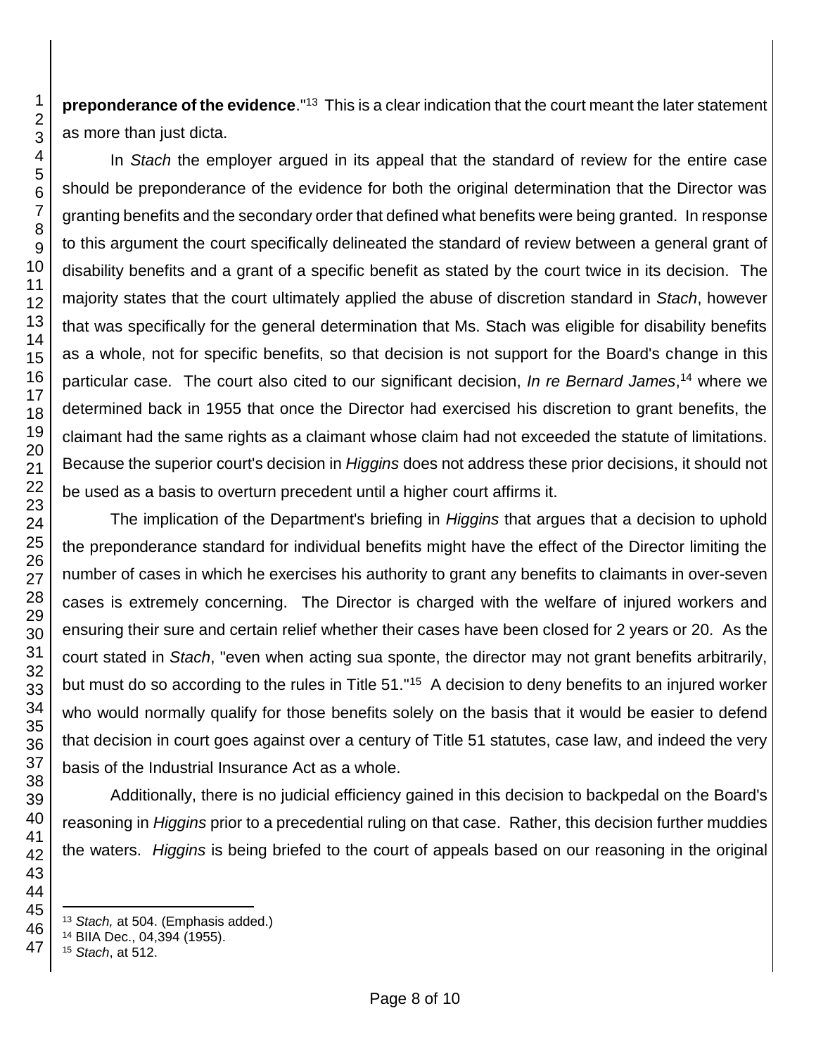**preponderance of the evidence**."[13] This is a clear indication that the court meant the later statement as more than just dicta.

In *Stach* the employer argued in its appeal that the standard of review for the entire case should be preponderance of the evidence for both the original determination that the Director was granting benefits and the secondary order that defined what benefits were being granted. In response to this argument the court specifically delineated the standard of review between a general grant of disability benefits and a grant of a specific benefit as stated by the court twice in its decision. The majority states that the court ultimately applied the abuse of discretion standard in *Stach*, however that was specifically for the general determination that Ms. Stach was eligible for disability benefits as a whole, not for specific benefits, so that decision is not support for the Board's change in this particular case. The court also cited to our significant decision, *In re Bernard James*,[14] where we determined back in 1955 that once the Director had exercised his discretion to grant benefits, the claimant had the same rights as a claimant whose claim had not exceeded the statute of limitations. Because the superior court's decision in *Higgins* does not address these prior decisions, it should not be used as a basis to overturn precedent until a higher court affirms it.

The implication of the Department's briefing in *Higgins* that argues that a decision to uphold the preponderance standard for individual benefits might have the effect of the Director limiting the number of cases in which he exercises his authority to grant any benefits to claimants in over-seven cases is extremely concerning. The Director is charged with the welfare of injured workers and ensuring their sure and certain relief whether their cases have been closed for 2 years or 20. As the court stated in *Stach*, "even when acting sua sponte, the director may not grant benefits arbitrarily, but must do so according to the rules in Title 51."[15] A decision to deny benefits to an injured worker who would normally qualify for those benefits solely on the basis that it would be easier to defend that decision in court goes against over a century of Title 51 statutes, case law, and indeed the very basis of the Industrial Insurance Act as a whole.

Additionally, there is no judicial efficiency gained in this decision to backpedal on the Board's reasoning in *Higgins* prior to a precedential ruling on that case. Rather, this decision further muddies the waters. *Higgins* is being briefed to the court of appeals based on our reasoning in the original

---

[13] *Stach,* at 504. (Emphasis added.)

[14] BIIA Dec., 04,394 (1955).

[15] *Stach*, at 512.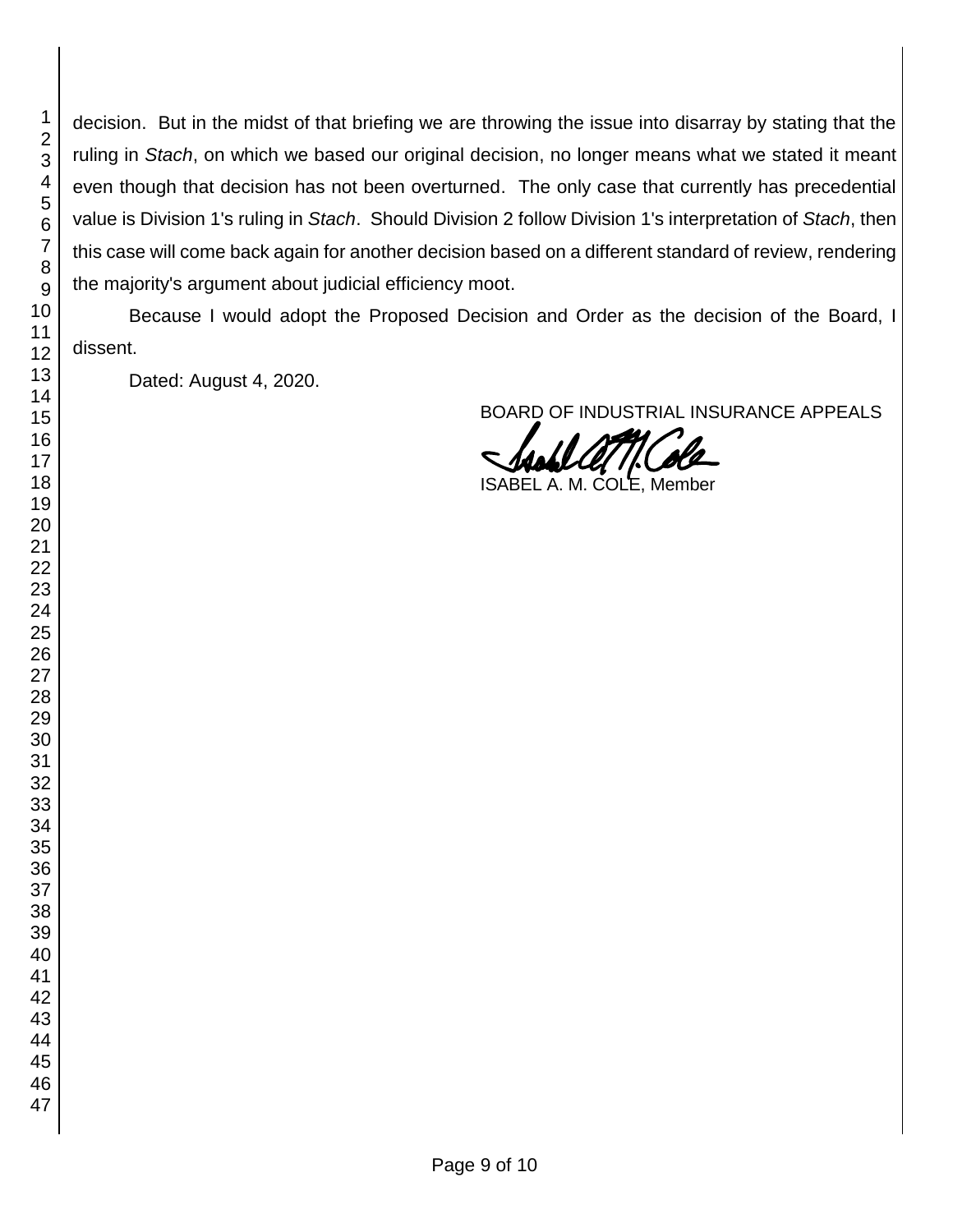decision. But in the midst of that briefing we are throwing the issue into disarray by stating that the ruling in *Stach*, on which we based our original decision, no longer means what we stated it meant even though that decision has not been overturned. The only case that currently has precedential value is Division 1's ruling in *Stach*. Should Division 2 follow Division 1's interpretation of *Stach*, then this case will come back again for another decision based on a different standard of review, rendering the majority's argument about judicial efficiency moot.

Because I would adopt the Proposed Decision and Order as the decision of the Board, I dissent.

Dated: August 4, 2020.

BOARD OF INDUSTRIAL INSURANCE APPEALS

ISABEL A. M. COLE, Member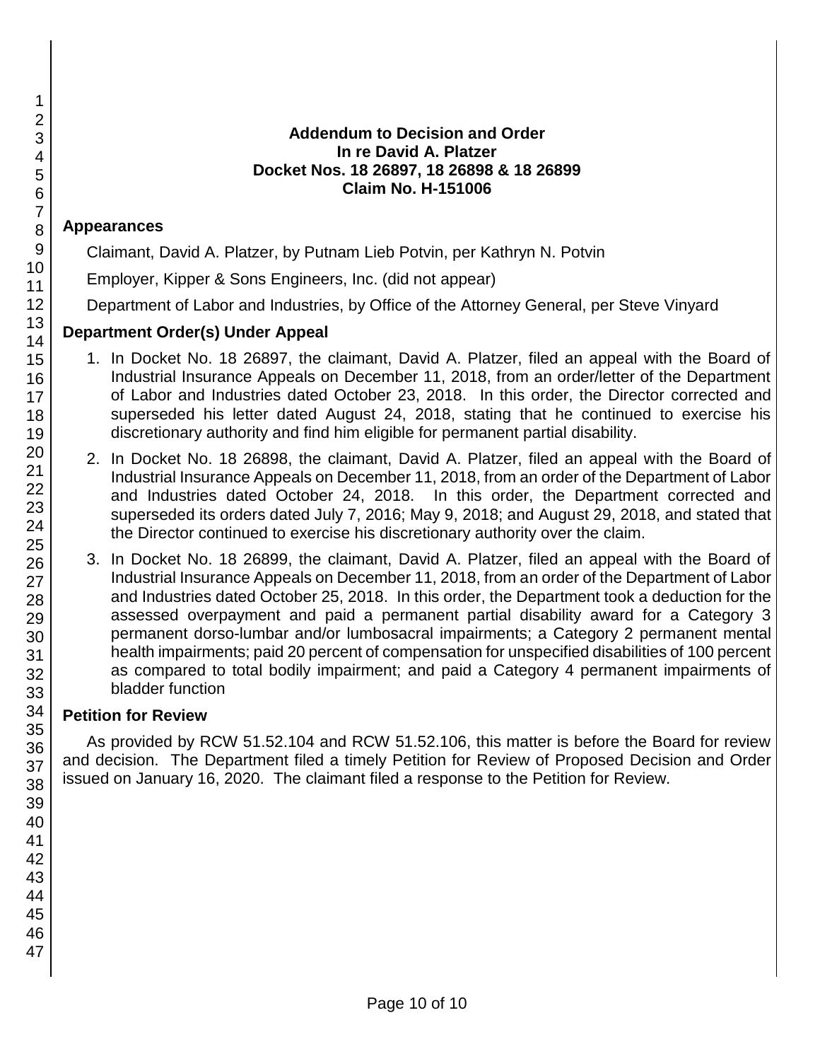**Addendum to Decision and Order**
**In re David A. Platzer**
**Docket Nos. 18 26897, 18 26898 & 18 26899**
**Claim No. H-151006**

## Appearances

Claimant, David A. Platzer, by Putnam Lieb Potvin, per Kathryn N. Potvin

Employer, Kipper & Sons Engineers, Inc. (did not appear)

Department of Labor and Industries, by Office of the Attorney General, per Steve Vinyard

## Department Order(s) Under Appeal

1. In Docket No. 18 26897, the claimant, David A. Platzer, filed an appeal with the Board of Industrial Insurance Appeals on December 11, 2018, from an order/letter of the Department of Labor and Industries dated October 23, 2018. In this order, the Director corrected and superseded his letter dated August 24, 2018, stating that he continued to exercise his discretionary authority and find him eligible for permanent partial disability.

2. In Docket No. 18 26898, the claimant, David A. Platzer, filed an appeal with the Board of Industrial Insurance Appeals on December 11, 2018, from an order of the Department of Labor and Industries dated October 24, 2018. In this order, the Department corrected and superseded its orders dated July 7, 2016; May 9, 2018; and August 29, 2018, and stated that the Director continued to exercise his discretionary authority over the claim.

3. In Docket No. 18 26899, the claimant, David A. Platzer, filed an appeal with the Board of Industrial Insurance Appeals on December 11, 2018, from an order of the Department of Labor and Industries dated October 25, 2018. In this order, the Department took a deduction for the assessed overpayment and paid a permanent partial disability award for a Category 3 permanent dorso-lumbar and/or lumbosacral impairments; a Category 2 permanent mental health impairments; paid 20 percent of compensation for unspecified disabilities of 100 percent as compared to total bodily impairment; and paid a Category 4 permanent impairments of bladder function

## Petition for Review

As provided by RCW 51.52.104 and RCW 51.52.106, this matter is before the Board for review and decision. The Department filed a timely Petition for Review of Proposed Decision and Order issued on January 16, 2020. The claimant filed a response to the Petition for Review.